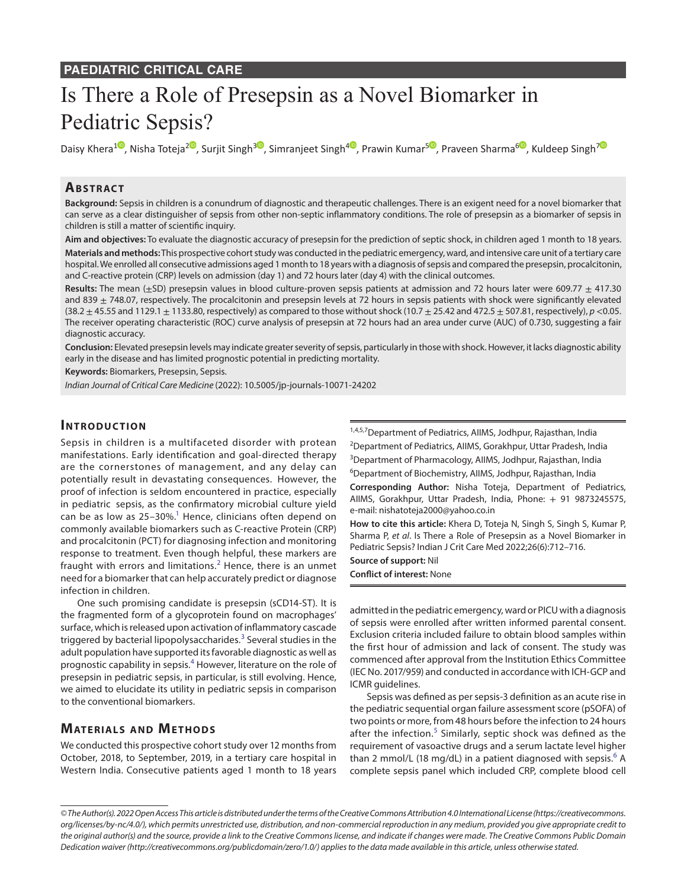PAEDIATRIC CRITICAL CARE

# Is There a Role of Presepsin as a Novel Biomarker in Pediatric Sepsis?

Daisy Khera[1], Nisha Toteja[2], Surjit Singh[3], Simranjeet Singh[4], Prawin Kumar[5], Praveen Sharma[6], Kuldeep Singh[7]

## Abstract

**Background:** Sepsis in children is a conundrum of diagnostic and therapeutic challenges. There is an exigent need for a novel biomarker that can serve as a clear distinguisher of sepsis from other non-septic inflammatory conditions. The role of presepsin as a biomarker of sepsis in children is still a matter of scientific inquiry.

**Aim and objectives:** To evaluate the diagnostic accuracy of presepsin for the prediction of septic shock, in children aged 1 month to 18 years.

**Materials and methods:** This prospective cohort study was conducted in the pediatric emergency, ward, and intensive care unit of a tertiary care hospital. We enrolled all consecutive admissions aged 1 month to 18 years with a diagnosis of sepsis and compared the presepsin, procalcitonin, and C-reactive protein (CRP) levels on admission (day 1) and 72 hours later (day 4) with the clinical outcomes.

**Results:** The mean ($\pm$SD) presepsin values in blood culture-proven sepsis patients at admission and 72 hours later were 609.77 $\pm$ 417.30 and 839 $\pm$ 748.07, respectively. The procalcitonin and presepsin levels at 72 hours in sepsis patients with shock were significantly elevated (38.2 $\pm$ 45.55 and 1129.1 $\pm$ 1133.80, respectively) as compared to those without shock (10.7 $\pm$ 25.42 and 472.5 $\pm$ 507.81, respectively), $p < 0.05$. The receiver operating characteristic (ROC) curve analysis of presepsin at 72 hours had an area under curve (AUC) of 0.730, suggesting a fair diagnostic accuracy.

**Conclusion:** Elevated presepsin levels may indicate greater severity of sepsis, particularly in those with shock. However, it lacks diagnostic ability early in the disease and has limited prognostic potential in predicting mortality.

**Keywords:** Biomarkers, Presepsin, Sepsis.

*Indian Journal of Critical Care Medicine* (2022): 10.5005/jp-journals-10071-24202

## Introduction

Sepsis in children is a multifaceted disorder with protean manifestations. Early identification and goal-directed therapy are the cornerstones of management, and any delay can potentially result in devastating consequences. However, the proof of infection is seldom encountered in practice, especially in pediatric sepsis, as the confirmatory microbial culture yield can be as low as 25–30%.[1] Hence, clinicians often depend on commonly available biomarkers such as C-reactive Protein (CRP) and procalcitonin (PCT) for diagnosing infection and monitoring response to treatment. Even though helpful, these markers are fraught with errors and limitations.[2] Hence, there is an unmet need for a biomarker that can help accurately predict or diagnose infection in children.

One such promising candidate is presepsin (sCD14-ST). It is the fragmented form of a glycoprotein found on macrophages' surface, which is released upon activation of inflammatory cascade triggered by bacterial lipopolysaccharides.[3] Several studies in the adult population have supported its favorable diagnostic as well as prognostic capability in sepsis.[4] However, literature on the role of presepsin in pediatric sepsis, in particular, is still evolving. Hence, we aimed to elucidate its utility in pediatric sepsis in comparison to the conventional biomarkers.

## Materials and Methods

We conducted this prospective cohort study over 12 months from October, 2018, to September, 2019, in a tertiary care hospital in Western India. Consecutive patients aged 1 month to 18 years admitted in the pediatric emergency, ward or PICU with a diagnosis of sepsis were enrolled after written informed parental consent. Exclusion criteria included failure to obtain blood samples within the first hour of admission and lack of consent. The study was commenced after approval from the Institution Ethics Committee (IEC No. 2017/959) and conducted in accordance with ICH-GCP and ICMR guidelines.

Sepsis was defined as per sepsis-3 definition as an acute rise in the pediatric sequential organ failure assessment score (pSOFA) of two points or more, from 48 hours before the infection to 24 hours after the infection.[5] Similarly, septic shock was defined as the requirement of vasoactive drugs and a serum lactate level higher than 2 mmol/L (18 mg/dL) in a patient diagnosed with sepsis.[6] A complete sepsis panel which included CRP, complete blood cell

---

[1,4,5,7]Department of Pediatrics, AIIMS, Jodhpur, Rajasthan, India

[2]Department of Pediatrics, AIIMS, Gorakhpur, Uttar Pradesh, India

[3]Department of Pharmacology, AIIMS, Jodhpur, Rajasthan, India

[6]Department of Biochemistry, AIIMS, Jodhpur, Rajasthan, India

**Corresponding Author:** Nisha Toteja, Department of Pediatrics, AIIMS, Gorakhpur, Uttar Pradesh, India, Phone: + 91 9873245575, e-mail: nishatoteja2000@yahoo.co.in

**How to cite this article:** Khera D, Toteja N, Singh S, Singh S, Kumar P, Sharma P, *et al*. Is There a Role of Presepsin as a Novel Biomarker in Pediatric Sepsis? Indian J Crit Care Med 2022;26(6):712–716.

**Source of support:** Nil

**Conflict of interest:** None

---

*© The Author(s). 2022 Open Access This article is distributed under the terms of the Creative Commons Attribution 4.0 International License (https://creativecommons.org/licenses/by-nc/4.0/), which permits unrestricted use, distribution, and non-commercial reproduction in any medium, provided you give appropriate credit to the original author(s) and the source, provide a link to the Creative Commons license, and indicate if changes were made. The Creative Commons Public Domain Dedication waiver (http://creativecommons.org/publicdomain/zero/1.0/) applies to the data made available in this article, unless otherwise stated.*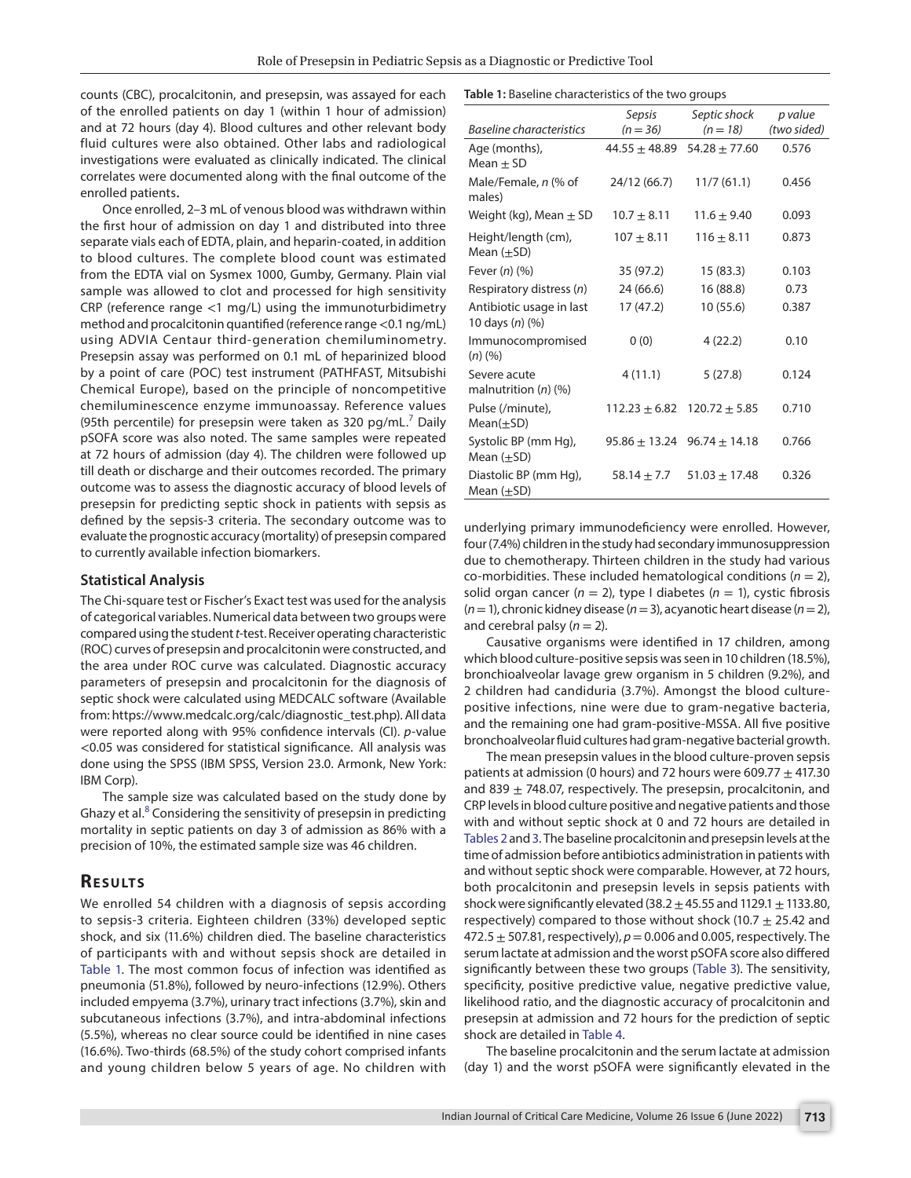counts (CBC), procalcitonin, and presepsin, was assayed for each of the enrolled patients on day 1 (within 1 hour of admission) and at 72 hours (day 4). Blood cultures and other relevant body fluid cultures were also obtained. Other labs and radiological investigations were evaluated as clinically indicated. The clinical correlates were documented along with the final outcome of the enrolled patients.

Once enrolled, 2–3 mL of venous blood was withdrawn within the first hour of admission on day 1 and distributed into three separate vials each of EDTA, plain, and heparin-coated, in addition to blood cultures. The complete blood count was estimated from the EDTA vial on Sysmex 1000, Gumby, Germany. Plain vial sample was allowed to clot and processed for high sensitivity CRP (reference range <1 mg/L) using the immunoturbidimetry method and procalcitonin quantified (reference range <0.1 ng/mL) using ADVIA Centaur third-generation chemiluminometry. Presepsin assay was performed on 0.1 mL of heparinized blood by a point of care (POC) test instrument (PATHFAST, Mitsubishi Chemical Europe), based on the principle of noncompetitive chemiluminescence enzyme immunoassay. Reference values (95th percentile) for presepsin were taken as 320 pg/mL.[7] Daily pSOFA score was also noted. The same samples were repeated at 72 hours of admission (day 4). The children were followed up till death or discharge and their outcomes recorded. The primary outcome was to assess the diagnostic accuracy of blood levels of presepsin for predicting septic shock in patients with sepsis as defined by the sepsis-3 criteria. The secondary outcome was to evaluate the prognostic accuracy (mortality) of presepsin compared to currently available infection biomarkers.

## Statistical Analysis

The Chi-square test or Fischer's Exact test was used for the analysis of categorical variables. Numerical data between two groups were compared using the student *t*-test. Receiver operating characteristic (ROC) curves of presepsin and procalcitonin were constructed, and the area under ROC curve was calculated. Diagnostic accuracy parameters of presepsin and procalcitonin for the diagnosis of septic shock were calculated using MEDCALC software (Available from: https://www.medcalc.org/calc/diagnostic_test.php). All data were reported along with 95% confidence intervals (CI). *p*-value <0.05 was considered for statistical significance. All analysis was done using the SPSS (IBM SPSS, Version 23.0. Armonk, New York: IBM Corp).

The sample size was calculated based on the study done by Ghazy et al.[8] Considering the sensitivity of presepsin in predicting mortality in septic patients on day 3 of admission as 86% with a precision of 10%, the estimated sample size was 46 children.

# Results

We enrolled 54 children with a diagnosis of sepsis according to sepsis-3 criteria. Eighteen children (33%) developed septic shock, and six (11.6%) children died. The baseline characteristics of participants with and without sepsis shock are detailed in Table 1. The most common focus of infection was identified as pneumonia (51.8%), followed by neuro-infections (12.9%). Others included empyema (3.7%), urinary tract infections (3.7%), skin and subcutaneous infections (3.7%), and intra-abdominal infections (5.5%), whereas no clear source could be identified in nine cases (16.6%). Two-thirds (68.5%) of the study cohort comprised infants and young children below 5 years of age. No children with underlying primary immunodeficiency were enrolled. However, four (7.4%) children in the study had secondary immunosuppression due to chemotherapy. Thirteen children in the study had various co-morbidities. These included hematological conditions ($n = 2$), solid organ cancer ($n = 2$), type I diabetes ($n = 1$), cystic fibrosis ($n = 1$), chronic kidney disease ($n = 3$), acyanotic heart disease ($n = 2$), and cerebral palsy ($n = 2$).

**Table 1:** Baseline characteristics of the two groups

| *Baseline characteristics* | *Sepsis (n = 36)* | *Septic shock (n = 18)* | *p value (two sided)* |
|---|---|---|---|
| Age (months), Mean ± SD | 44.55 ± 48.89 | 54.28 ± 77.60 | 0.576 |
| Male/Female, *n* (% of males) | 24/12 (66.7) | 11/7 (61.1) | 0.456 |
| Weight (kg), Mean ± SD | 10.7 ± 8.11 | 11.6 ± 9.40 | 0.093 |
| Height/length (cm), Mean (±SD) | 107 ± 8.11 | 116 ± 8.11 | 0.873 |
| Fever (*n*) (%) | 35 (97.2) | 15 (83.3) | 0.103 |
| Respiratory distress (*n*) | 24 (66.6) | 16 (88.8) | 0.73 |
| Antibiotic usage in last 10 days (*n*) (%) | 17 (47.2) | 10 (55.6) | 0.387 |
| Immunocompromised (*n*) (%) | 0 (0) | 4 (22.2) | 0.10 |
| Severe acute malnutrition (*n*) (%) | 4 (11.1) | 5 (27.8) | 0.124 |
| Pulse (/minute), Mean(±SD) | 112.23 ± 6.82 | 120.72 ± 5.85 | 0.710 |
| Systolic BP (mm Hg), Mean (±SD) | 95.86 ± 13.24 | 96.74 ± 14.18 | 0.766 |
| Diastolic BP (mm Hg), Mean (±SD) | 58.14 ± 7.7 | 51.03 ± 17.48 | 0.326 |

Causative organisms were identified in 17 children, among which blood culture-positive sepsis was seen in 10 children (18.5%), bronchioalveolar lavage grew organism in 5 children (9.2%), and 2 children had candiduria (3.7%). Amongst the blood culture-positive infections, nine were due to gram-negative bacteria, and the remaining one had gram-positive-MSSA. All five positive bronchoalveolar fluid cultures had gram-negative bacterial growth.

The mean presepsin values in the blood culture-proven sepsis patients at admission (0 hours) and 72 hours were 609.77 ± 417.30 and 839 ± 748.07, respectively. The presepsin, procalcitonin, and CRP levels in blood culture positive and negative patients and those with and without septic shock at 0 and 72 hours are detailed in Tables 2 and 3. The baseline procalcitonin and presepsin levels at the time of admission before antibiotics administration in patients with and without septic shock were comparable. However, at 72 hours, both procalcitonin and presepsin levels in sepsis patients with shock were significantly elevated (38.2 ± 45.55 and 1129.1 ± 1133.80, respectively) compared to those without shock (10.7 ± 25.42 and 472.5 ± 507.81, respectively), $p = 0.006$ and 0.005, respectively. The serum lactate at admission and the worst pSOFA score also differed significantly between these two groups (Table 3). The sensitivity, specificity, positive predictive value, negative predictive value, likelihood ratio, and the diagnostic accuracy of procalcitonin and presepsin at admission and 72 hours for the prediction of septic shock are detailed in Table 4.

The baseline procalcitonin and the serum lactate at admission (day 1) and the worst pSOFA were significantly elevated in the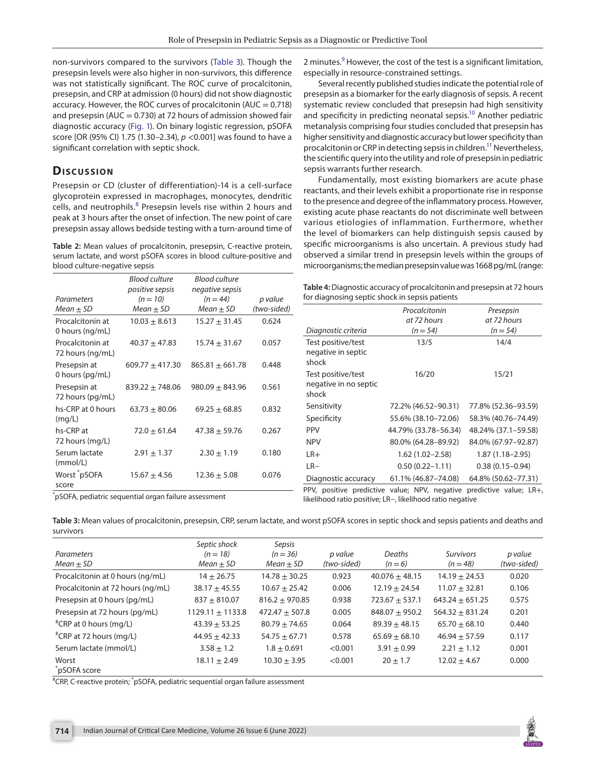non-survivors compared to the survivors (Table 3). Though the presepsin levels were also higher in non-survivors, this difference was not statistically significant. The ROC curve of procalcitonin, presepsin, and CRP at admission (0 hours) did not show diagnostic accuracy. However, the ROC curves of procalcitonin (AUC = 0.718) and presepsin (AUC = 0.730) at 72 hours of admission showed fair diagnostic accuracy (Fig. 1). On binary logistic regression, pSOFA score [OR (95% CI) 1.75 (1.30–2.34), $p$ <0.001] was found to have a significant correlation with septic shock.

## Discussion

Presepsin or CD (cluster of differentiation)-14 is a cell-surface glycoprotein expressed in macrophages, monocytes, dendritic cells, and neutrophils.[8] Presepsin levels rise within 2 hours and peak at 3 hours after the onset of infection. The new point of care presepsin assay allows bedside testing with a turn-around time of 2 minutes.[9] However, the cost of the test is a significant limitation, especially in resource-constrained settings.

Several recently published studies indicate the potential role of presepsin as a biomarker for the early diagnosis of sepsis. A recent systematic review concluded that presepsin had high sensitivity and specificity in predicting neonatal sepsis.[10] Another pediatric metanalysis comprising four studies concluded that presepsin has higher sensitivity and diagnostic accuracy but lower specificity than procalcitonin or CRP in detecting sepsis in children.[11] Nevertheless, the scientific query into the utility and role of presepsin in pediatric sepsis warrants further research.

Fundamentally, most existing biomarkers are acute phase reactants, and their levels exhibit a proportionate rise in response to the presence and degree of the inflammatory process. However, existing acute phase reactants do not discriminate well between various etiologies of inflammation. Furthermore, whether the level of biomarkers can help distinguish sepsis caused by specific microorganisms is also uncertain. A previous study had observed a similar trend in presepsin levels within the groups of microorganisms; the median presepsin value was 1668 pg/mL (range:

**Table 2:** Mean values of procalcitonin, presepsin, C-reactive protein, serum lactate, and worst pSOFA scores in blood culture-positive and blood culture-negative sepsis

| Parameters Mean ± SD | Blood culture positive sepsis (n = 10) Mean ± SD | Blood culture negative sepsis (n = 44) Mean ± SD | p value (two-sided) |
|---|---|---|---|
| Procalcitonin at 0 hours (ng/mL) | 10.03 ± 8.613 | 15.27 ± 31.45 | 0.624 |
| Procalcitonin at 72 hours (ng/mL) | 40.37 ± 47.83 | 15.74 ± 31.67 | 0.057 |
| Presepsin at 0 hours (pg/mL) | 609.77 ± 417.30 | 865.81 ± 661.78 | 0.448 |
| Presepsin at 72 hours (pg/mL) | 839.22 ± 748.06 | 980.09 ± 843.96 | 0.561 |
| hs-CRP at 0 hours (mg/L) | 63.73 ± 80.06 | 69.25 ± 68.85 | 0.832 |
| hs-CRP at 72 hours (mg/L) | 72.0 ± 61.64 | 47.38 ± 59.76 | 0.267 |
| Serum lactate (mmol/L) | 2.91 ± 1.37 | 2.30 ± 1.19 | 0.180 |
| Worst *pSOFA score | 15.67 ± 4.56 | 12.36 ± 5.08 | 0.076 |

*pSOFA, pediatric sequential organ failure assessment

**Table 4:** Diagnostic accuracy of procalcitonin and presepsin at 72 hours for diagnosing septic shock in sepsis patients

| Diagnostic criteria | Procalcitonin at 72 hours (n = 54) | Presepsin at 72 hours (n = 54) |
|---|---|---|
| Test positive/test negative in septic shock | 13/5 | 14/4 |
| Test positive/test negative in no septic shock | 16/20 | 15/21 |
| Sensitivity | 72.2% (46.52–90.31) | 77.8% (52.36–93.59) |
| Specificity | 55.6% (38.10–72.06) | 58.3% (40.76–74.49) |
| PPV | 44.79% (33.78–56.34) | 48.24% (37.1–59.58) |
| NPV | 80.0% (64.28–89.92) | 84.0% (67.97–92.87) |
| LR+ | 1.62 (1.02–2.58) | 1.87 (1.18–2.95) |
| LR– | 0.50 (0.22–1.11) | 0.38 (0.15–0.94) |
| Diagnostic accuracy | 61.1% (46.87–74.08) | 64.8% (50.62–77.31) |

PPV, positive predictive value; NPV, negative predictive value; LR+, likelihood ratio positive; LR–, likelihood ratio negative

**Table 3:** Mean values of procalcitonin, presepsin, CRP, serum lactate, and worst pSOFA scores in septic shock and sepsis patients and deaths and survivors

| Parameters Mean ± SD | Septic shock (n = 18) Mean ± SD | Sepsis (n = 36) Mean ± SD | p value (two-sided) | Deaths (n = 6) | Survivors (n = 48) | p value (two-sided) |
|---|---|---|---|---|---|---|
| Procalcitonin at 0 hours (ng/mL) | 14 ± 26.75 | 14.78 ± 30.25 | 0.923 | 40.076 ± 48.15 | 14.19 ± 24.53 | 0.020 |
| Procalcitonin at 72 hours (ng/mL) | 38.17 ± 45.55 | 10.67 ± 25.42 | 0.006 | 12.19 ± 24.54 | 11.07 ± 32.81 | 0.106 |
| Presepsin at 0 hours (pg/mL) | 837 ± 810.07 | 816.2 ± 970.85 | 0.938 | 723.67 ± 537.1 | 643.24 ± 651.25 | 0.575 |
| Presepsin at 72 hours (pg/mL) | 1129.11 ± 1133.8 | 472.47 ± 507.8 | 0.005 | 848.07 ± 950.2 | 564.32 ± 831.24 | 0.201 |
| #CRP at 0 hours (mg/L) | 43.39 ± 53.25 | 80.79 ± 74.65 | 0.064 | 89.39 ± 48.15 | 65.70 ± 68.10 | 0.440 |
| #CRP at 72 hours (mg/L) | 44.95 ± 42.33 | 54.75 ± 67.71 | 0.578 | 65.69 ± 68.10 | 46.94 ± 57.59 | 0.117 |
| Serum lactate (mmol/L) | 3.58 ± 1.2 | 1.8 ± 0.691 | <0.001 | 3.91 ± 0.99 | 2.21 ± 1.12 | 0.001 |
| Worst *pSOFA score | 18.11 ± 2.49 | 10.30 ± 3.95 | <0.001 | 20 ± 1.7 | 12.02 ± 4.67 | 0.000 |

#CRP, C-reactive protein; *pSOFA, pediatric sequential organ failure assessment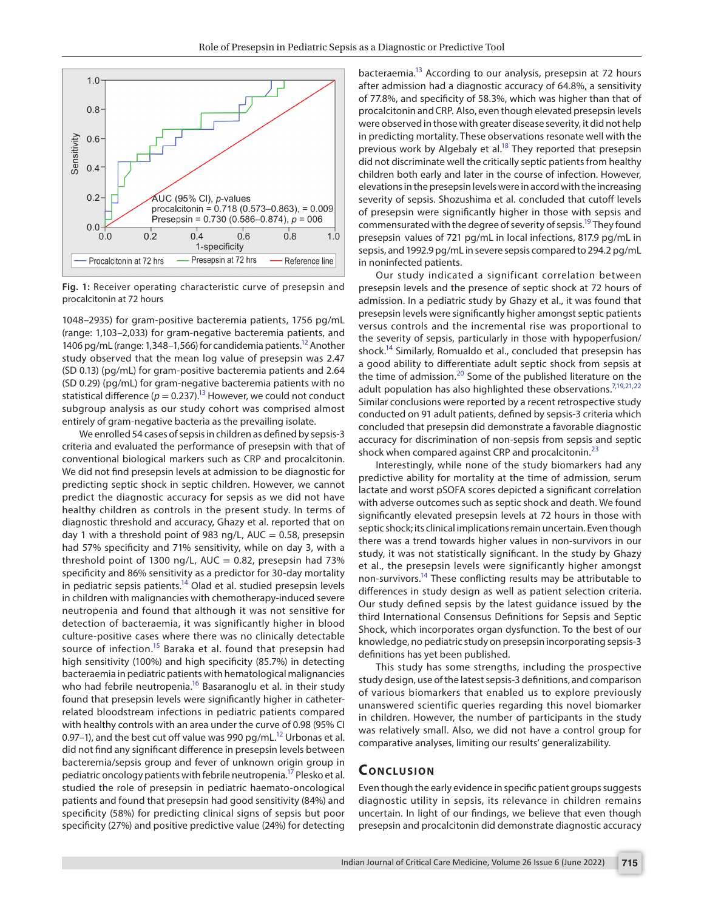Fig. 1: Receiver operating characteristic curve of presepsin and procalcitonin at 72 hours

1048–2935) for gram-positive bacteremia patients, 1756 pg/mL (range: 1,103–2,033) for gram-negative bacteremia patients, and 1406 pg/mL (range: 1,348–1,566) for candidemia patients.[12] Another study observed that the mean log value of presepsin was 2.47 (SD 0.13) (pg/mL) for gram-positive bacteremia patients and 2.64 (SD 0.29) (pg/mL) for gram-negative bacteremia patients with no statistical difference ($p = 0.237$).[13] However, we could not conduct subgroup analysis as our study cohort was comprised almost entirely of gram-negative bacteria as the prevailing isolate.

We enrolled 54 cases of sepsis in children as defined by sepsis-3 criteria and evaluated the performance of presepsin with that of conventional biological markers such as CRP and procalcitonin. We did not find presepsin levels at admission to be diagnostic for predicting septic shock in septic children. However, we cannot predict the diagnostic accuracy for sepsis as we did not have healthy children as controls in the present study. In terms of diagnostic threshold and accuracy, Ghazy et al. reported that on day 1 with a threshold point of 983 ng/L, AUC = 0.58, presepsin had 57% specificity and 71% sensitivity, while on day 3, with a threshold point of 1300 ng/L, AUC = 0.82, presepsin had 73% specificity and 86% sensitivity as a predictor for 30-day mortality in pediatric sepsis patients.[14] Olad et al. studied presepsin levels in children with malignancies with chemotherapy-induced severe neutropenia and found that although it was not sensitive for detection of bacteraemia, it was significantly higher in blood culture-positive cases where there was no clinically detectable source of infection.[15] Baraka et al. found that presepsin had high sensitivity (100%) and high specificity (85.7%) in detecting bacteraemia in pediatric patients with hematological malignancies who had febrile neutropenia.[16] Basaranoglu et al. in their study found that presepsin levels were significantly higher in catheter-related bloodstream infections in pediatric patients compared with healthy controls with an area under the curve of 0.98 (95% CI 0.97–1), and the best cut off value was 990 pg/mL.[12] Urbonas et al. did not find any significant difference in presepsin levels between bacteremia/sepsis group and fever of unknown origin group in pediatric oncology patients with febrile neutropenia.[17] Plesko et al. studied the role of presepsin in pediatric haemato-oncological patients and found that presepsin had good sensitivity (84%) and specificity (58%) for predicting clinical signs of sepsis but poor specificity (27%) and positive predictive value (24%) for detecting bacteraemia.[13] According to our analysis, presepsin at 72 hours after admission had a diagnostic accuracy of 64.8%, a sensitivity of 77.8%, and specificity of 58.3%, which was higher than that of procalcitonin and CRP. Also, even though elevated presepsin levels were observed in those with greater disease severity, it did not help in predicting mortality. These observations resonate well with the previous work by Algebaly et al.[18] They reported that presepsin did not discriminate well the critically septic patients from healthy children both early and later in the course of infection. However, elevations in the presepsin levels were in accord with the increasing severity of sepsis. Shozushima et al. concluded that cutoff levels of presepsin were significantly higher in those with sepsis and commensurated with the degree of severity of sepsis.[19] They found presepsin values of 721 pg/mL in local infections, 817.9 pg/mL in sepsis, and 1992.9 pg/mL in severe sepsis compared to 294.2 pg/mL in noninfected patients.

Our study indicated a significant correlation between presepsin levels and the presence of septic shock at 72 hours of admission. In a pediatric study by Ghazy et al., it was found that presepsin levels were significantly higher amongst septic patients versus controls and the incremental rise was proportional to the severity of sepsis, particularly in those with hypoperfusion/shock.[14] Similarly, Romualdo et al., concluded that presepsin has a good ability to differentiate adult septic shock from sepsis at the time of admission.[20] Some of the published literature on the adult population has also highlighted these observations.[7,19,21,22] Similar conclusions were reported by a recent retrospective study conducted on 91 adult patients, defined by sepsis-3 criteria which concluded that presepsin did demonstrate a favorable diagnostic accuracy for discrimination of non-sepsis from sepsis and septic shock when compared against CRP and procalcitonin.[23]

Interestingly, while none of the study biomarkers had any predictive ability for mortality at the time of admission, serum lactate and worst pSOFA scores depicted a significant correlation with adverse outcomes such as septic shock and death. We found significantly elevated presepsin levels at 72 hours in those with septic shock; its clinical implications remain uncertain. Even though there was a trend towards higher values in non-survivors in our study, it was not statistically significant. In the study by Ghazy et al., the presepsin levels were significantly higher amongst non-survivors.[14] These conflicting results may be attributable to differences in study design as well as patient selection criteria. Our study defined sepsis by the latest guidance issued by the third International Consensus Definitions for Sepsis and Septic Shock, which incorporates organ dysfunction. To the best of our knowledge, no pediatric study on presepsin incorporating sepsis-3 definitions has yet been published.

This study has some strengths, including the prospective study design, use of the latest sepsis-3 definitions, and comparison of various biomarkers that enabled us to explore previously unanswered scientific queries regarding this novel biomarker in children. However, the number of participants in the study was relatively small. Also, we did not have a control group for comparative analyses, limiting our results' generalizability.

## Conclusion

Even though the early evidence in specific patient groups suggests diagnostic utility in sepsis, its relevance in children remains uncertain. In light of our findings, we believe that even though presepsin and procalcitonin did demonstrate diagnostic accuracy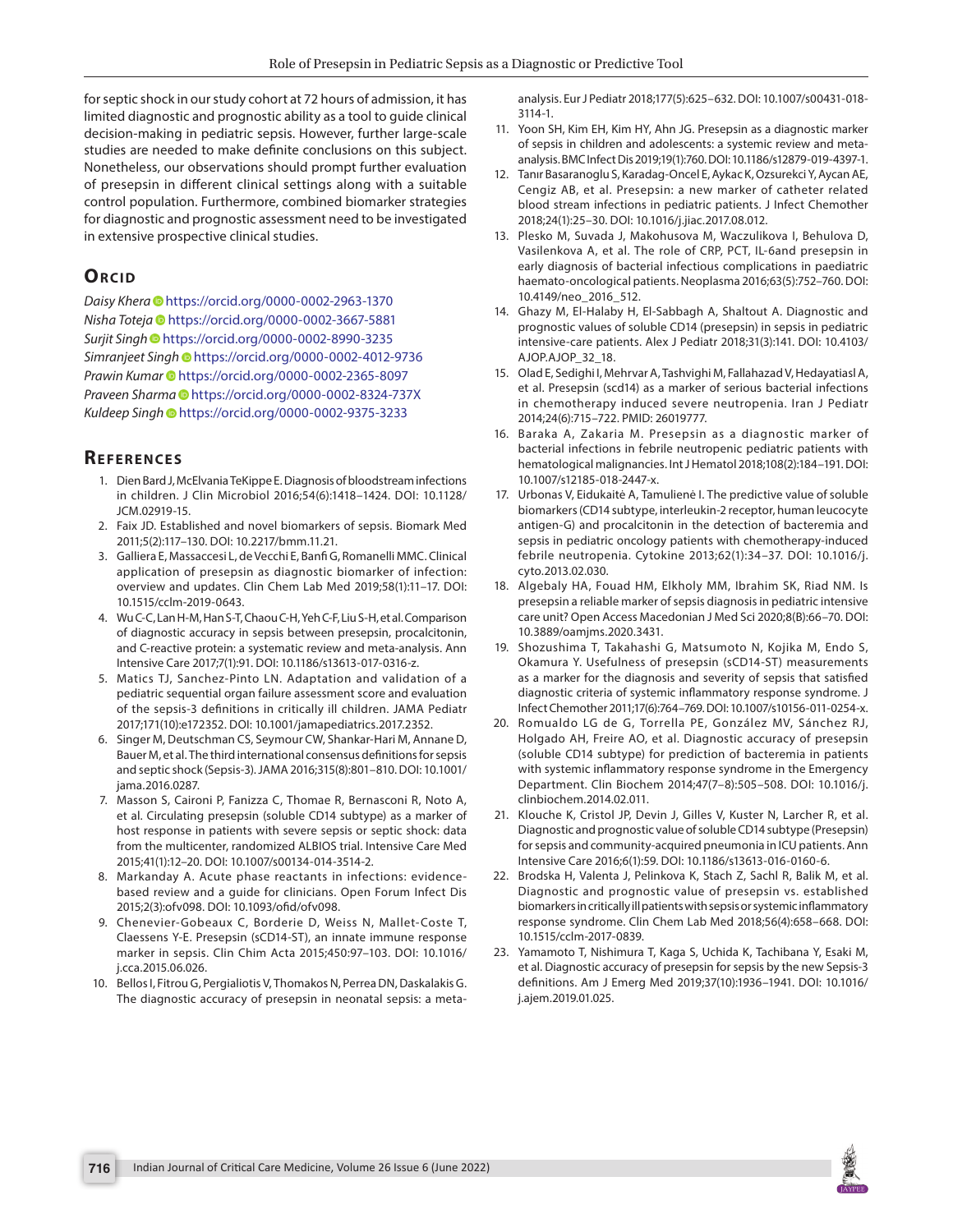for septic shock in our study cohort at 72 hours of admission, it has limited diagnostic and prognostic ability as a tool to guide clinical decision-making in pediatric sepsis. However, further large-scale studies are needed to make definite conclusions on this subject. Nonetheless, our observations should prompt further evaluation of presepsin in different clinical settings along with a suitable control population. Furthermore, combined biomarker strategies for diagnostic and prognostic assessment need to be investigated in extensive prospective clinical studies.

## Orcid

*Daisy Khera* https://orcid.org/0000-0002-2963-1370
*Nisha Toteja* https://orcid.org/0000-0002-3667-5881
*Surjit Singh* https://orcid.org/0000-0002-8990-3235
*Simranjeet Singh* https://orcid.org/0000-0002-4012-9736
*Prawin Kumar* https://orcid.org/0000-0002-2365-8097
*Praveen Sharma* https://orcid.org/0000-0002-8324-737X
*Kuldeep Singh* https://orcid.org/0000-0002-9375-3233

## References

1. Dien Bard J, McElvania TeKippe E. Diagnosis of bloodstream infections in children. J Clin Microbiol 2016;54(6):1418–1424. DOI: 10.1128/JCM.02919-15.
2. Faix JD. Established and novel biomarkers of sepsis. Biomark Med 2011;5(2):117–130. DOI: 10.2217/bmm.11.21.
3. Galliera E, Massaccesi L, de Vecchi E, Banfi G, Romanelli MMC. Clinical application of presepsin as diagnostic biomarker of infection: overview and updates. Clin Chem Lab Med 2019;58(1):11–17. DOI: 10.1515/cclm-2019-0643.
4. Wu C-C, Lan H-M, Han S-T, Chaou C-H, Yeh C-F, Liu S-H, et al. Comparison of diagnostic accuracy in sepsis between presepsin, procalcitonin, and C-reactive protein: a systematic review and meta-analysis. Ann Intensive Care 2017;7(1):91. DOI: 10.1186/s13613-017-0316-z.
5. Matics TJ, Sanchez-Pinto LN. Adaptation and validation of a pediatric sequential organ failure assessment score and evaluation of the sepsis-3 definitions in critically ill children. JAMA Pediatr 2017;171(10):e172352. DOI: 10.1001/jamapediatrics.2017.2352.
6. Singer M, Deutschman CS, Seymour CW, Shankar-Hari M, Annane D, Bauer M, et al. The third international consensus definitions for sepsis and septic shock (Sepsis-3). JAMA 2016;315(8):801–810. DOI: 10.1001/jama.2016.0287.
7. Masson S, Caironi P, Fanizza C, Thomae R, Bernasconi R, Noto A, et al. Circulating presepsin (soluble CD14 subtype) as a marker of host response in patients with severe sepsis or septic shock: data from the multicenter, randomized ALBIOS trial. Intensive Care Med 2015;41(1):12–20. DOI: 10.1007/s00134-014-3514-2.
8. Markanday A. Acute phase reactants in infections: evidence-based review and a guide for clinicians. Open Forum Infect Dis 2015;2(3):ofv098. DOI: 10.1093/ofid/ofv098.
9. Chenevier-Gobeaux C, Borderie D, Weiss N, Mallet-Coste T, Claessens Y-E. Presepsin (sCD14-ST), an innate immune response marker in sepsis. Clin Chim Acta 2015;450:97–103. DOI: 10.1016/j.cca.2015.06.026.
10. Bellos I, Fitrou G, Pergialiotis V, Thomakos N, Perrea DN, Daskalakis G. The diagnostic accuracy of presepsin in neonatal sepsis: a meta-analysis. Eur J Pediatr 2018;177(5):625–632. DOI: 10.1007/s00431-018-3114-1.
11. Yoon SH, Kim EH, Kim HY, Ahn JG. Presepsin as a diagnostic marker of sepsis in children and adolescents: a systemic review and meta-analysis. BMC Infect Dis 2019;19(1):760. DOI: 10.1186/s12879-019-4397-1.
12. Tanır Basaranoglu S, Karadag-Oncel E, Aykac K, Ozsurekci Y, Aycan AE, Cengiz AB, et al. Presepsin: a new marker of catheter related blood stream infections in pediatric patients. J Infect Chemother 2018;24(1):25–30. DOI: 10.1016/j.jiac.2017.08.012.
13. Plesko M, Suvada J, Makohusova M, Waczulikova I, Behulova D, Vasilenkova A, et al. The role of CRP, PCT, IL-6and presepsin in early diagnosis of bacterial infectious complications in paediatric haemato-oncological patients. Neoplasma 2016;63(5):752–760. DOI: 10.4149/neo_2016_512.
14. Ghazy M, El-Halaby H, El-Sabbagh A, Shaltout A. Diagnostic and prognostic values of soluble CD14 (presepsin) in sepsis in pediatric intensive-care patients. Alex J Pediatr 2018;31(3):141. DOI: 10.4103/AJOP.AJOP_32_18.
15. Olad E, Sedighi I, Mehrvar A, Tashvighi M, Fallahazad V, Hedayatiasl A, et al. Presepsin (scd14) as a marker of serious bacterial infections in chemotherapy induced severe neutropenia. Iran J Pediatr 2014;24(6):715–722. PMID: 26019777.
16. Baraka A, Zakaria M. Presepsin as a diagnostic marker of bacterial infections in febrile neutropenic pediatric patients with hematological malignancies. Int J Hematol 2018;108(2):184–191. DOI: 10.1007/s12185-018-2447-x.
17. Urbonas V, Eidukaitė A, Tamulienė I. The predictive value of soluble biomarkers (CD14 subtype, interleukin-2 receptor, human leucocyte antigen-G) and procalcitonin in the detection of bacteremia and sepsis in pediatric oncology patients with chemotherapy-induced febrile neutropenia. Cytokine 2013;62(1):34–37. DOI: 10.1016/j.cyto.2013.02.030.
18. Algebaly HA, Fouad HM, Elkholy MM, Ibrahim SK, Riad NM. Is presepsin a reliable marker of sepsis diagnosis in pediatric intensive care unit? Open Access Macedonian J Med Sci 2020;8(B):66–70. DOI: 10.3889/oamjms.2020.3431.
19. Shozushima T, Takahashi G, Matsumoto N, Kojika M, Endo S, Okamura Y. Usefulness of presepsin (sCD14-ST) measurements as a marker for the diagnosis and severity of sepsis that satisfied diagnostic criteria of systemic inflammatory response syndrome. J Infect Chemother 2011;17(6):764–769. DOI: 10.1007/s10156-011-0254-x.
20. Romualdo LG de G, Torrella PE, González MV, Sánchez RJ, Holgado AH, Freire AO, et al. Diagnostic accuracy of presepsin (soluble CD14 subtype) for prediction of bacteremia in patients with systemic inflammatory response syndrome in the Emergency Department. Clin Biochem 2014;47(7–8):505–508. DOI: 10.1016/j.clinbiochem.2014.02.011.
21. Klouche K, Cristol JP, Devin J, Gilles V, Kuster N, Larcher R, et al. Diagnostic and prognostic value of soluble CD14 subtype (Presepsin) for sepsis and community-acquired pneumonia in ICU patients. Ann Intensive Care 2016;6(1):59. DOI: 10.1186/s13613-016-0160-6.
22. Brodska H, Valenta J, Pelinkova K, Stach Z, Sachl R, Balik M, et al. Diagnostic and prognostic value of presepsin vs. established biomarkers in critically ill patients with sepsis or systemic inflammatory response syndrome. Clin Chem Lab Med 2018;56(4):658–668. DOI: 10.1515/cclm-2017-0839.
23. Yamamoto T, Nishimura T, Kaga S, Uchida K, Tachibana Y, Esaki M, et al. Diagnostic accuracy of presepsin for sepsis by the new Sepsis-3 definitions. Am J Emerg Med 2019;37(10):1936–1941. DOI: 10.1016/j.ajem.2019.01.025.